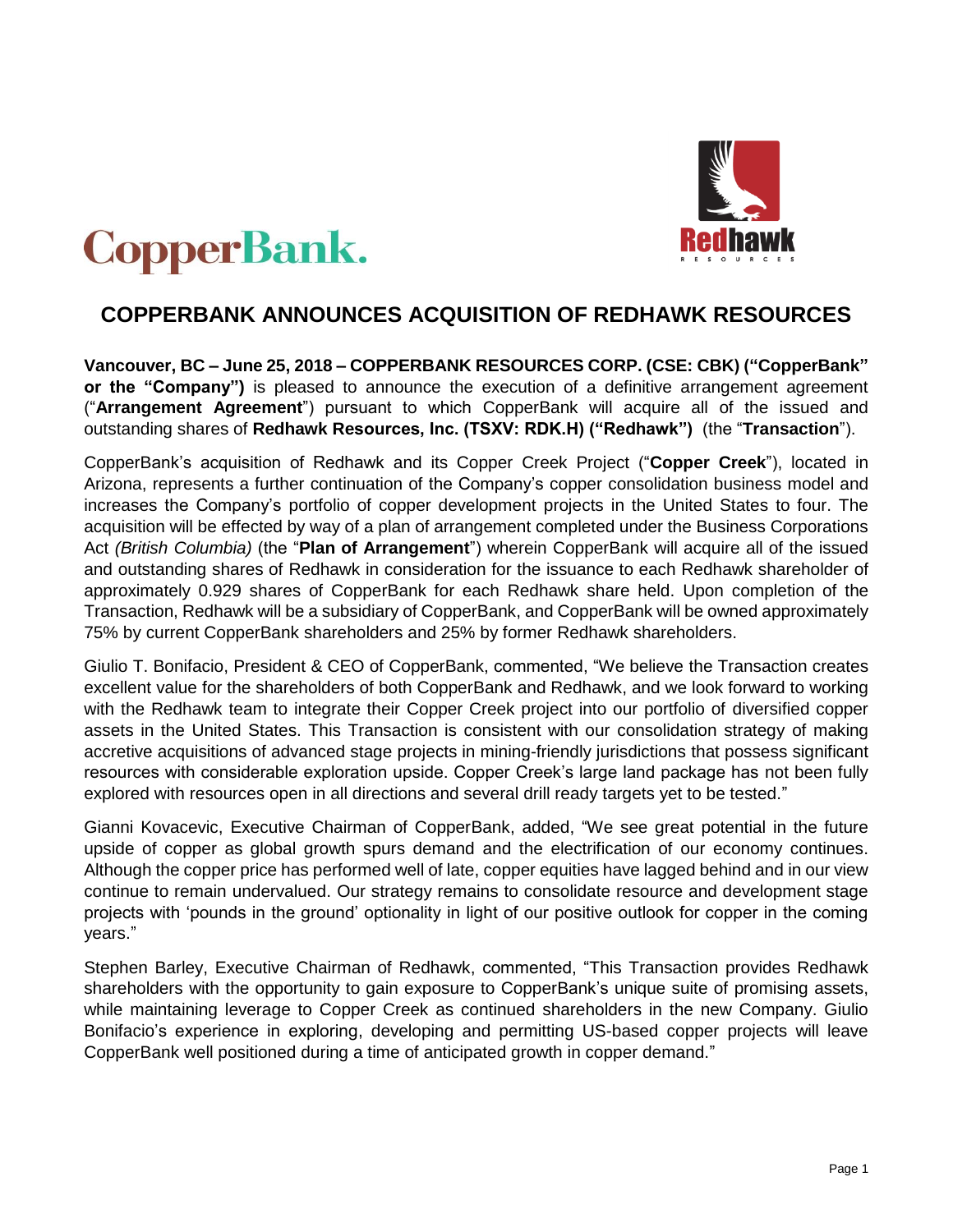CopperBank.

Redhawk RESOURCES

# COPPERBANK ANNOUNCES ACQUISITION OF REDHAWK RESOURCES

**Vancouver, BC – June 25, 2018 – COPPERBANK RESOURCES CORP. (CSE: CBK) ("CopperBank" or the "Company")** is pleased to announce the execution of a definitive arrangement agreement ("**Arrangement Agreement**") pursuant to which CopperBank will acquire all of the issued and outstanding shares of **Redhawk Resources, Inc. (TSXV: RDK.H) ("Redhawk")** (the "**Transaction**").

CopperBank's acquisition of Redhawk and its Copper Creek Project ("**Copper Creek**"), located in Arizona, represents a further continuation of the Company's copper consolidation business model and increases the Company's portfolio of copper development projects in the United States to four. The acquisition will be effected by way of a plan of arrangement completed under the Business Corporations Act *(British Columbia)* (the "**Plan of Arrangement**") wherein CopperBank will acquire all of the issued and outstanding shares of Redhawk in consideration for the issuance to each Redhawk shareholder of approximately 0.929 shares of CopperBank for each Redhawk share held. Upon completion of the Transaction, Redhawk will be a subsidiary of CopperBank, and CopperBank will be owned approximately 75% by current CopperBank shareholders and 25% by former Redhawk shareholders.

Giulio T. Bonifacio, President & CEO of CopperBank, commented, "We believe the Transaction creates excellent value for the shareholders of both CopperBank and Redhawk, and we look forward to working with the Redhawk team to integrate their Copper Creek project into our portfolio of diversified copper assets in the United States. This Transaction is consistent with our consolidation strategy of making accretive acquisitions of advanced stage projects in mining-friendly jurisdictions that possess significant resources with considerable exploration upside. Copper Creek's large land package has not been fully explored with resources open in all directions and several drill ready targets yet to be tested."

Gianni Kovacevic, Executive Chairman of CopperBank, added, "We see great potential in the future upside of copper as global growth spurs demand and the electrification of our economy continues. Although the copper price has performed well of late, copper equities have lagged behind and in our view continue to remain undervalued. Our strategy remains to consolidate resource and development stage projects with 'pounds in the ground' optionality in light of our positive outlook for copper in the coming years."

Stephen Barley, Executive Chairman of Redhawk, commented, "This Transaction provides Redhawk shareholders with the opportunity to gain exposure to CopperBank's unique suite of promising assets, while maintaining leverage to Copper Creek as continued shareholders in the new Company. Giulio Bonifacio's experience in exploring, developing and permitting US-based copper projects will leave CopperBank well positioned during a time of anticipated growth in copper demand."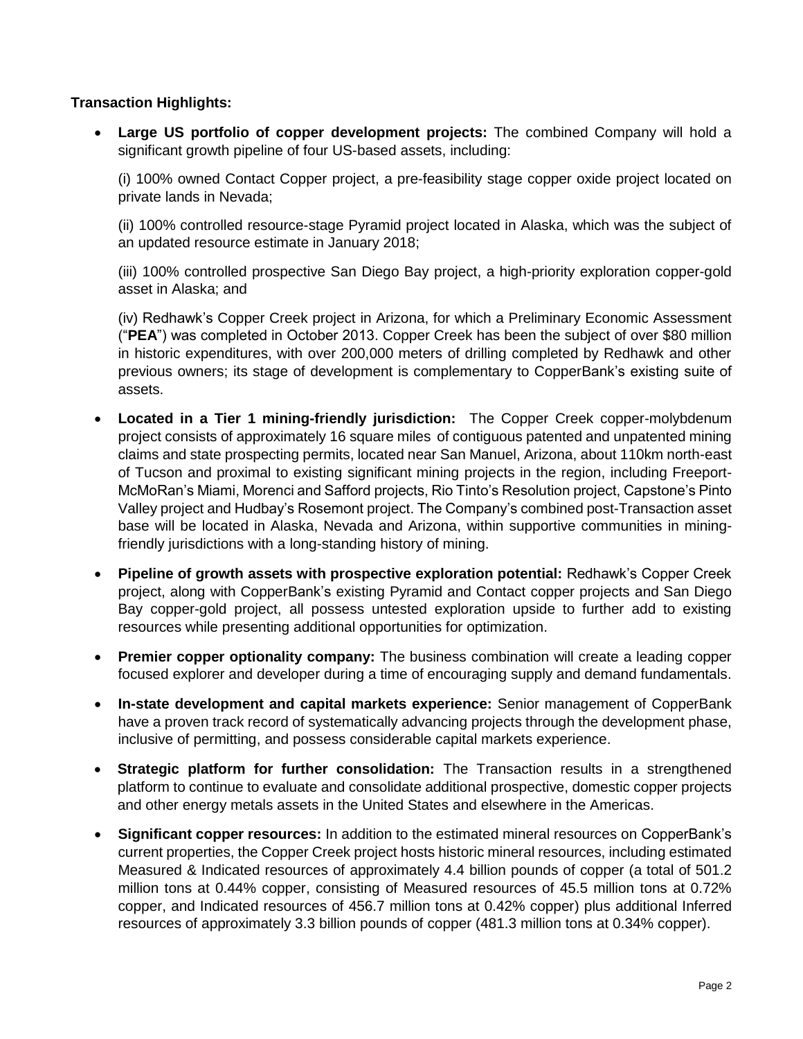**Transaction Highlights:**

- **Large US portfolio of copper development projects:** The combined Company will hold a significant growth pipeline of four US-based assets, including:

  (i) 100% owned Contact Copper project, a pre-feasibility stage copper oxide project located on private lands in Nevada;

  (ii) 100% controlled resource-stage Pyramid project located in Alaska, which was the subject of an updated resource estimate in January 2018;

  (iii) 100% controlled prospective San Diego Bay project, a high-priority exploration copper-gold asset in Alaska; and

  (iv) Redhawk's Copper Creek project in Arizona, for which a Preliminary Economic Assessment ("**PEA**") was completed in October 2013. Copper Creek has been the subject of over $80 million in historic expenditures, with over 200,000 meters of drilling completed by Redhawk and other previous owners; its stage of development is complementary to CopperBank's existing suite of assets.

- **Located in a Tier 1 mining-friendly jurisdiction:** The Copper Creek copper-molybdenum project consists of approximately 16 square miles of contiguous patented and unpatented mining claims and state prospecting permits, located near San Manuel, Arizona, about 110km north-east of Tucson and proximal to existing significant mining projects in the region, including Freeport-McMoRan's Miami, Morenci and Safford projects, Rio Tinto's Resolution project, Capstone's Pinto Valley project and Hudbay's Rosemont project. The Company's combined post-Transaction asset base will be located in Alaska, Nevada and Arizona, within supportive communities in mining-friendly jurisdictions with a long-standing history of mining.

- **Pipeline of growth assets with prospective exploration potential:** Redhawk's Copper Creek project, along with CopperBank's existing Pyramid and Contact copper projects and San Diego Bay copper-gold project, all possess untested exploration upside to further add to existing resources while presenting additional opportunities for optimization.

- **Premier copper optionality company:** The business combination will create a leading copper focused explorer and developer during a time of encouraging supply and demand fundamentals.

- **In-state development and capital markets experience:** Senior management of CopperBank have a proven track record of systematically advancing projects through the development phase, inclusive of permitting, and possess considerable capital markets experience.

- **Strategic platform for further consolidation:** The Transaction results in a strengthened platform to continue to evaluate and consolidate additional prospective, domestic copper projects and other energy metals assets in the United States and elsewhere in the Americas.

- **Significant copper resources:** In addition to the estimated mineral resources on CopperBank's current properties, the Copper Creek project hosts historic mineral resources, including estimated Measured & Indicated resources of approximately 4.4 billion pounds of copper (a total of 501.2 million tons at 0.44% copper, consisting of Measured resources of 45.5 million tons at 0.72% copper, and Indicated resources of 456.7 million tons at 0.42% copper) plus additional Inferred resources of approximately 3.3 billion pounds of copper (481.3 million tons at 0.34% copper).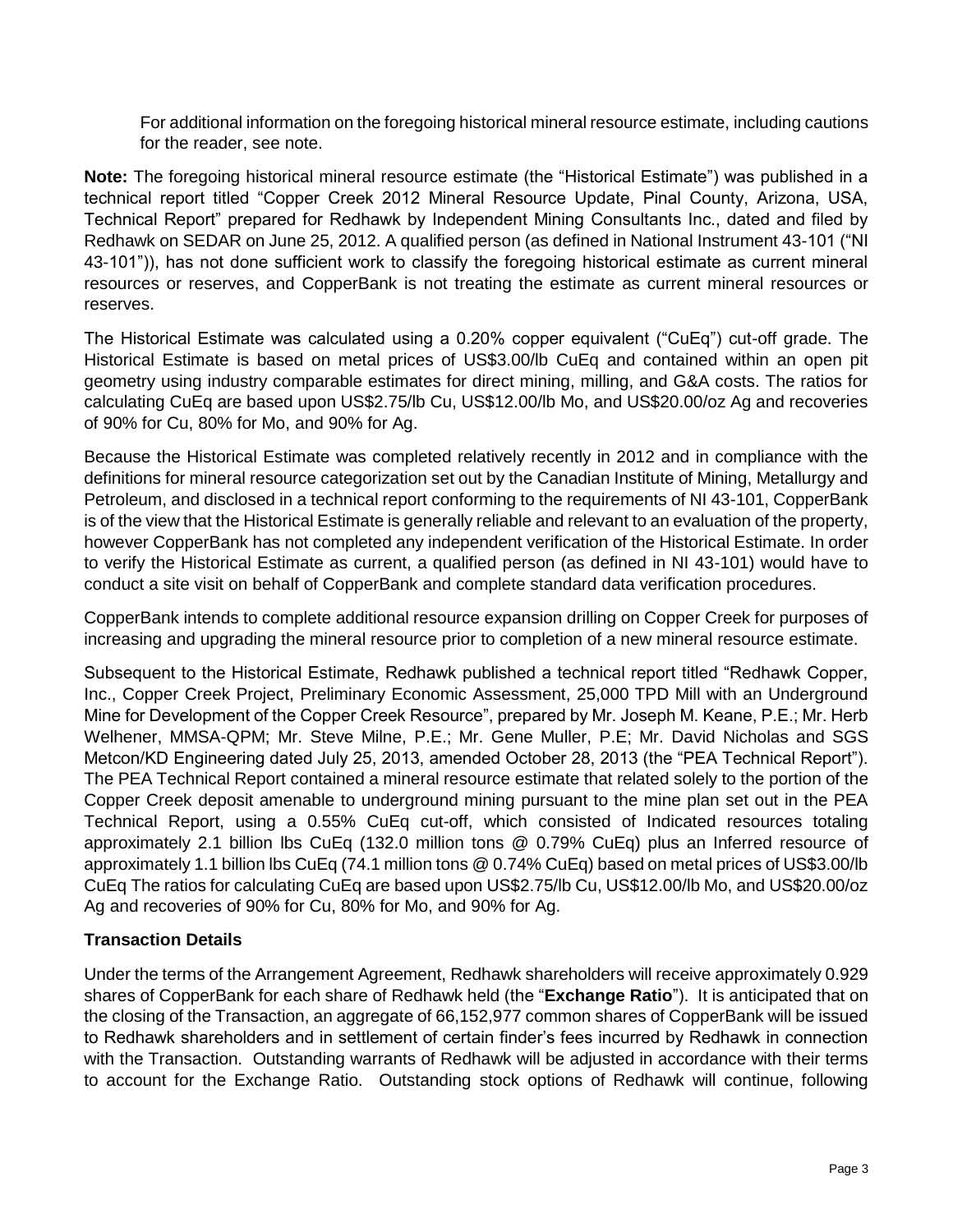For additional information on the foregoing historical mineral resource estimate, including cautions for the reader, see note.

**Note:** The foregoing historical mineral resource estimate (the "Historical Estimate") was published in a technical report titled "Copper Creek 2012 Mineral Resource Update, Pinal County, Arizona, USA, Technical Report" prepared for Redhawk by Independent Mining Consultants Inc., dated and filed by Redhawk on SEDAR on June 25, 2012. A qualified person (as defined in National Instrument 43-101 ("NI 43-101")), has not done sufficient work to classify the foregoing historical estimate as current mineral resources or reserves, and CopperBank is not treating the estimate as current mineral resources or reserves.

The Historical Estimate was calculated using a 0.20% copper equivalent ("CuEq") cut-off grade. The Historical Estimate is based on metal prices of US$3.00/lb CuEq and contained within an open pit geometry using industry comparable estimates for direct mining, milling, and G&A costs. The ratios for calculating CuEq are based upon US$2.75/lb Cu, US$12.00/lb Mo, and US$20.00/oz Ag and recoveries of 90% for Cu, 80% for Mo, and 90% for Ag.

Because the Historical Estimate was completed relatively recently in 2012 and in compliance with the definitions for mineral resource categorization set out by the Canadian Institute of Mining, Metallurgy and Petroleum, and disclosed in a technical report conforming to the requirements of NI 43-101, CopperBank is of the view that the Historical Estimate is generally reliable and relevant to an evaluation of the property, however CopperBank has not completed any independent verification of the Historical Estimate. In order to verify the Historical Estimate as current, a qualified person (as defined in NI 43-101) would have to conduct a site visit on behalf of CopperBank and complete standard data verification procedures.

CopperBank intends to complete additional resource expansion drilling on Copper Creek for purposes of increasing and upgrading the mineral resource prior to completion of a new mineral resource estimate.

Subsequent to the Historical Estimate, Redhawk published a technical report titled "Redhawk Copper, Inc., Copper Creek Project, Preliminary Economic Assessment, 25,000 TPD Mill with an Underground Mine for Development of the Copper Creek Resource", prepared by Mr. Joseph M. Keane, P.E.; Mr. Herb Welhener, MMSA-QPM; Mr. Steve Milne, P.E.; Mr. Gene Muller, P.E; Mr. David Nicholas and SGS Metcon/KD Engineering dated July 25, 2013, amended October 28, 2013 (the "PEA Technical Report"). The PEA Technical Report contained a mineral resource estimate that related solely to the portion of the Copper Creek deposit amenable to underground mining pursuant to the mine plan set out in the PEA Technical Report, using a 0.55% CuEq cut-off, which consisted of Indicated resources totaling approximately 2.1 billion lbs CuEq (132.0 million tons @ 0.79% CuEq) plus an Inferred resource of approximately 1.1 billion lbs CuEq (74.1 million tons @ 0.74% CuEq) based on metal prices of US$3.00/lb CuEq The ratios for calculating CuEq are based upon US$2.75/lb Cu, US$12.00/lb Mo, and US$20.00/oz Ag and recoveries of 90% for Cu, 80% for Mo, and 90% for Ag.

**Transaction Details**

Under the terms of the Arrangement Agreement, Redhawk shareholders will receive approximately 0.929 shares of CopperBank for each share of Redhawk held (the "**Exchange Ratio**"). It is anticipated that on the closing of the Transaction, an aggregate of 66,152,977 common shares of CopperBank will be issued to Redhawk shareholders and in settlement of certain finder's fees incurred by Redhawk in connection with the Transaction. Outstanding warrants of Redhawk will be adjusted in accordance with their terms to account for the Exchange Ratio. Outstanding stock options of Redhawk will continue, following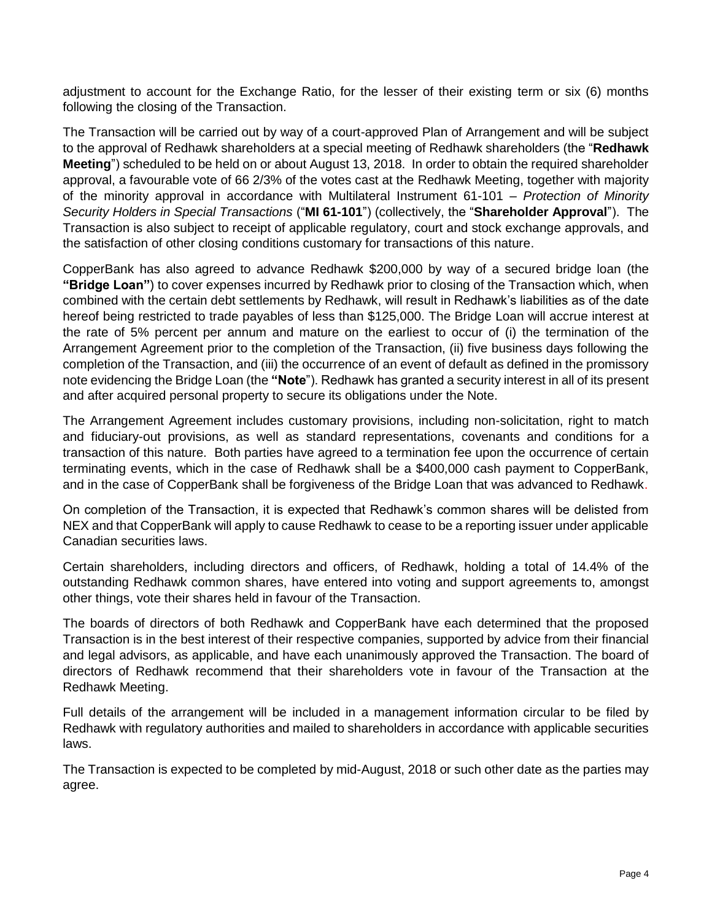adjustment to account for the Exchange Ratio, for the lesser of their existing term or six (6) months following the closing of the Transaction.

The Transaction will be carried out by way of a court-approved Plan of Arrangement and will be subject to the approval of Redhawk shareholders at a special meeting of Redhawk shareholders (the "**Redhawk Meeting**") scheduled to be held on or about August 13, 2018. In order to obtain the required shareholder approval, a favourable vote of 66 2/3% of the votes cast at the Redhawk Meeting, together with majority of the minority approval in accordance with Multilateral Instrument 61-101 – *Protection of Minority Security Holders in Special Transactions* ("**MI 61-101**") (collectively, the "**Shareholder Approval**"). The Transaction is also subject to receipt of applicable regulatory, court and stock exchange approvals, and the satisfaction of other closing conditions customary for transactions of this nature.

CopperBank has also agreed to advance Redhawk $200,000 by way of a secured bridge loan (the **"Bridge Loan"**) to cover expenses incurred by Redhawk prior to closing of the Transaction which, when combined with the certain debt settlements by Redhawk, will result in Redhawk's liabilities as of the date hereof being restricted to trade payables of less than $125,000. The Bridge Loan will accrue interest at the rate of 5% percent per annum and mature on the earliest to occur of (i) the termination of the Arrangement Agreement prior to the completion of the Transaction, (ii) five business days following the completion of the Transaction, and (iii) the occurrence of an event of default as defined in the promissory note evidencing the Bridge Loan (the **"Note**"). Redhawk has granted a security interest in all of its present and after acquired personal property to secure its obligations under the Note.

The Arrangement Agreement includes customary provisions, including non-solicitation, right to match and fiduciary-out provisions, as well as standard representations, covenants and conditions for a transaction of this nature. Both parties have agreed to a termination fee upon the occurrence of certain terminating events, which in the case of Redhawk shall be a $400,000 cash payment to CopperBank, and in the case of CopperBank shall be forgiveness of the Bridge Loan that was advanced to Redhawk.

On completion of the Transaction, it is expected that Redhawk's common shares will be delisted from NEX and that CopperBank will apply to cause Redhawk to cease to be a reporting issuer under applicable Canadian securities laws.

Certain shareholders, including directors and officers, of Redhawk, holding a total of 14.4% of the outstanding Redhawk common shares, have entered into voting and support agreements to, amongst other things, vote their shares held in favour of the Transaction.

The boards of directors of both Redhawk and CopperBank have each determined that the proposed Transaction is in the best interest of their respective companies, supported by advice from their financial and legal advisors, as applicable, and have each unanimously approved the Transaction. The board of directors of Redhawk recommend that their shareholders vote in favour of the Transaction at the Redhawk Meeting.

Full details of the arrangement will be included in a management information circular to be filed by Redhawk with regulatory authorities and mailed to shareholders in accordance with applicable securities laws.

The Transaction is expected to be completed by mid-August, 2018 or such other date as the parties may agree.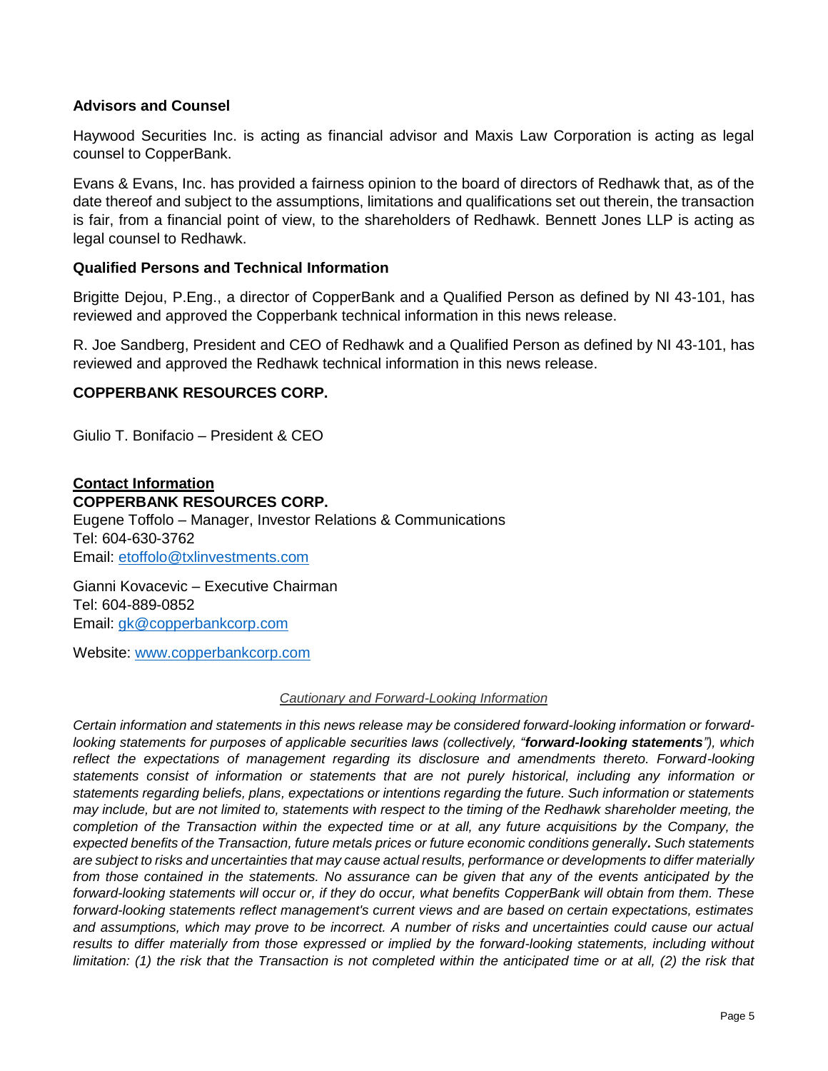**Advisors and Counsel**

Haywood Securities Inc. is acting as financial advisor and Maxis Law Corporation is acting as legal counsel to CopperBank.

Evans & Evans, Inc. has provided a fairness opinion to the board of directors of Redhawk that, as of the date thereof and subject to the assumptions, limitations and qualifications set out therein, the transaction is fair, from a financial point of view, to the shareholders of Redhawk. Bennett Jones LLP is acting as legal counsel to Redhawk.

**Qualified Persons and Technical Information**

Brigitte Dejou, P.Eng., a director of CopperBank and a Qualified Person as defined by NI 43-101, has reviewed and approved the Copperbank technical information in this news release.

R. Joe Sandberg, President and CEO of Redhawk and a Qualified Person as defined by NI 43-101, has reviewed and approved the Redhawk technical information in this news release.

**COPPERBANK RESOURCES CORP.**

Giulio T. Bonifacio – President & CEO

**Contact Information**
**COPPERBANK RESOURCES CORP.**
Eugene Toffolo – Manager, Investor Relations & Communications
Tel: 604-630-3762
Email: etoffolo@txlinvestments.com

Gianni Kovacevic – Executive Chairman
Tel: 604-889-0852
Email: gk@copperbankcorp.com

Website: www.copperbankcorp.com

*Cautionary and Forward-Looking Information*

*Certain information and statements in this news release may be considered forward-looking information or forward-looking statements for purposes of applicable securities laws (collectively, "**forward-looking statements**"), which reflect the expectations of management regarding its disclosure and amendments thereto. Forward-looking statements consist of information or statements that are not purely historical, including any information or statements regarding beliefs, plans, expectations or intentions regarding the future. Such information or statements may include, but are not limited to, statements with respect to the timing of the Redhawk shareholder meeting, the completion of the Transaction within the expected time or at all, any future acquisitions by the Company, the expected benefits of the Transaction, future metals prices or future economic conditions generally. Such statements are subject to risks and uncertainties that may cause actual results, performance or developments to differ materially from those contained in the statements. No assurance can be given that any of the events anticipated by the forward-looking statements will occur or, if they do occur, what benefits CopperBank will obtain from them. These forward-looking statements reflect management's current views and are based on certain expectations, estimates and assumptions, which may prove to be incorrect. A number of risks and uncertainties could cause our actual results to differ materially from those expressed or implied by the forward-looking statements, including without limitation: (1) the risk that the Transaction is not completed within the anticipated time or at all, (2) the risk that*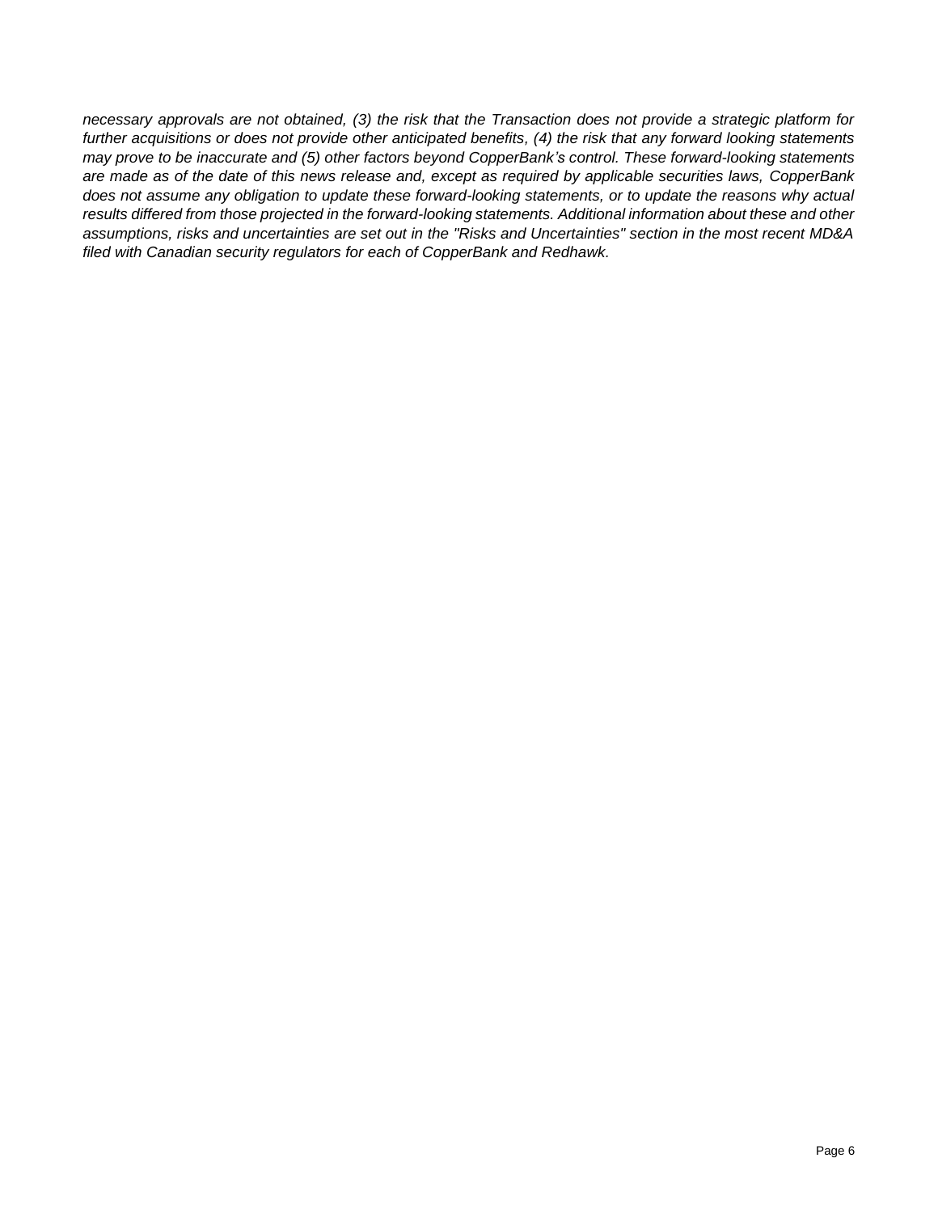*necessary approvals are not obtained, (3) the risk that the Transaction does not provide a strategic platform for further acquisitions or does not provide other anticipated benefits, (4) the risk that any forward looking statements may prove to be inaccurate and (5) other factors beyond CopperBank's control. These forward-looking statements are made as of the date of this news release and, except as required by applicable securities laws, CopperBank does not assume any obligation to update these forward-looking statements, or to update the reasons why actual results differed from those projected in the forward-looking statements. Additional information about these and other assumptions, risks and uncertainties are set out in the "Risks and Uncertainties" section in the most recent MD&A filed with Canadian security regulators for each of CopperBank and Redhawk.*